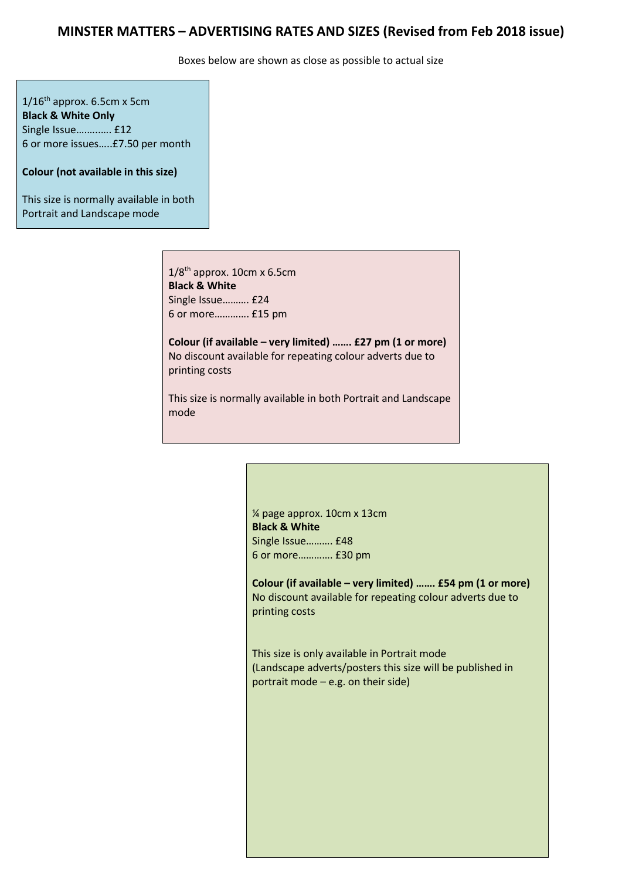# MINSTER MATTERS – ADVERTISING RATES AND SIZES (Revised from Feb 2018 issue)

Boxes below are shown as close as possible to actual size

1/16th approx. 6.5cm x 5cm
**Black & White Only**
Single Issue…….….. £12
6 or more issues…..£7.50 per month

**Colour (not available in this size)**

This size is normally available in both Portrait and Landscape mode

1/8th approx. 10cm x 6.5cm
**Black & White**
Single Issue………. £24
6 or more………….. £15 pm

**Colour (if available – very limited) ……. £27 pm (1 or more)**
No discount available for repeating colour adverts due to printing costs

This size is normally available in both Portrait and Landscape mode

¼ page approx. 10cm x 13cm
**Black & White**
Single Issue………. £48
6 or more………….. £30 pm

**Colour (if available – very limited) ……. £54 pm (1 or more)**
No discount available for repeating colour adverts due to printing costs

This size is only available in Portrait mode
(Landscape adverts/posters this size will be published in portrait mode – e.g. on their side)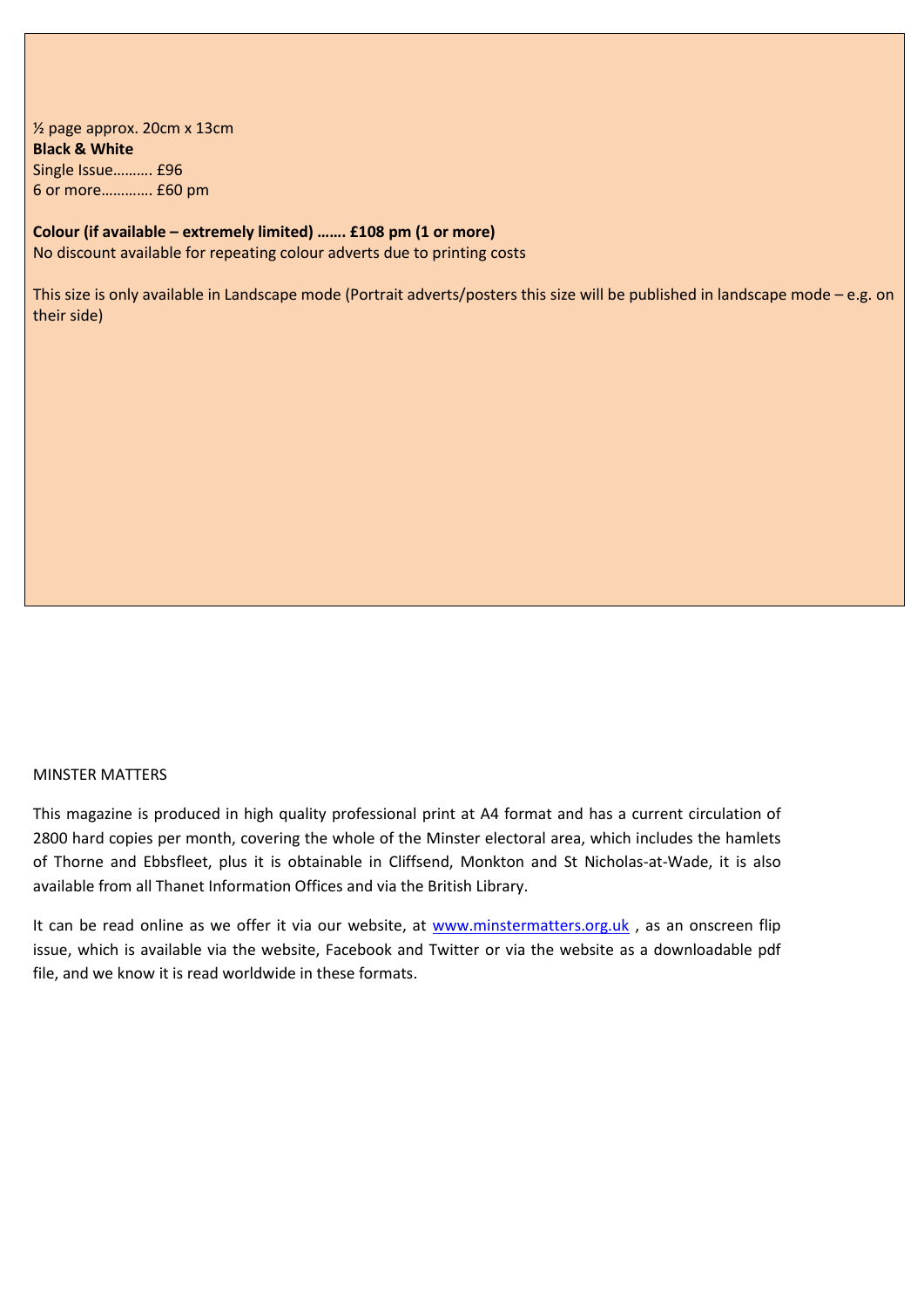½ page approx. 20cm x 13cm
**Black & White**
Single Issue………. £96
6 or more………… £60 pm

**Colour (if available – extremely limited) ……. £108 pm (1 or more)**
No discount available for repeating colour adverts due to printing costs

This size is only available in Landscape mode (Portrait adverts/posters this size will be published in landscape mode – e.g. on their side)

MINSTER MATTERS

This magazine is produced in high quality professional print at A4 format and has a current circulation of 2800 hard copies per month, covering the whole of the Minster electoral area, which includes the hamlets of Thorne and Ebbsfleet, plus it is obtainable in Cliffsend, Monkton and St Nicholas-at-Wade, it is also available from all Thanet Information Offices and via the British Library.

It can be read online as we offer it via our website, at [www.minstermatters.org.uk](http://www.minstermatters.org.uk) , as an onscreen flip issue, which is available via the website, Facebook and Twitter or via the website as a downloadable pdf file, and we know it is read worldwide in these formats.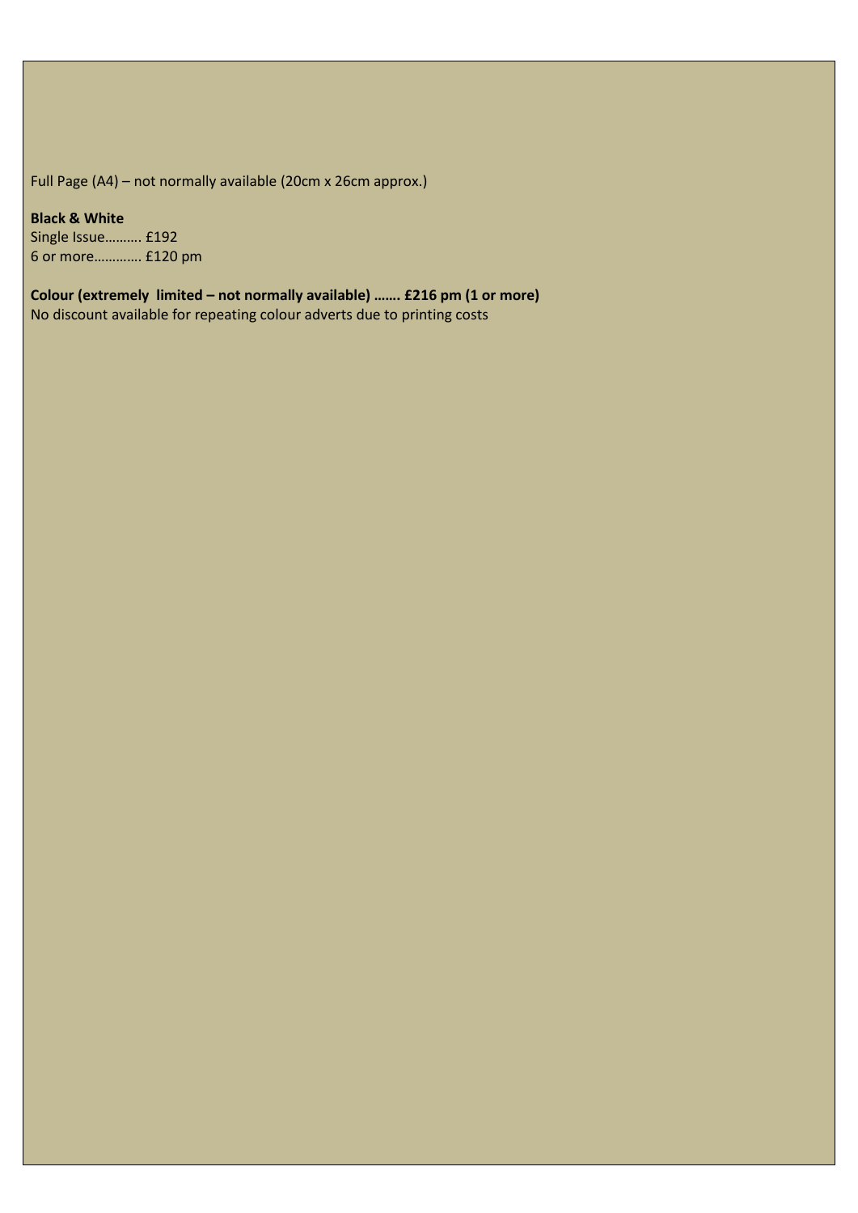Full Page (A4) – not normally available (20cm x 26cm approx.)

**Black & White**
Single Issue………. £192
6 or more………… £120 pm

**Colour (extremely limited – not normally available) ……. £216 pm (1 or more)**
No discount available for repeating colour adverts due to printing costs